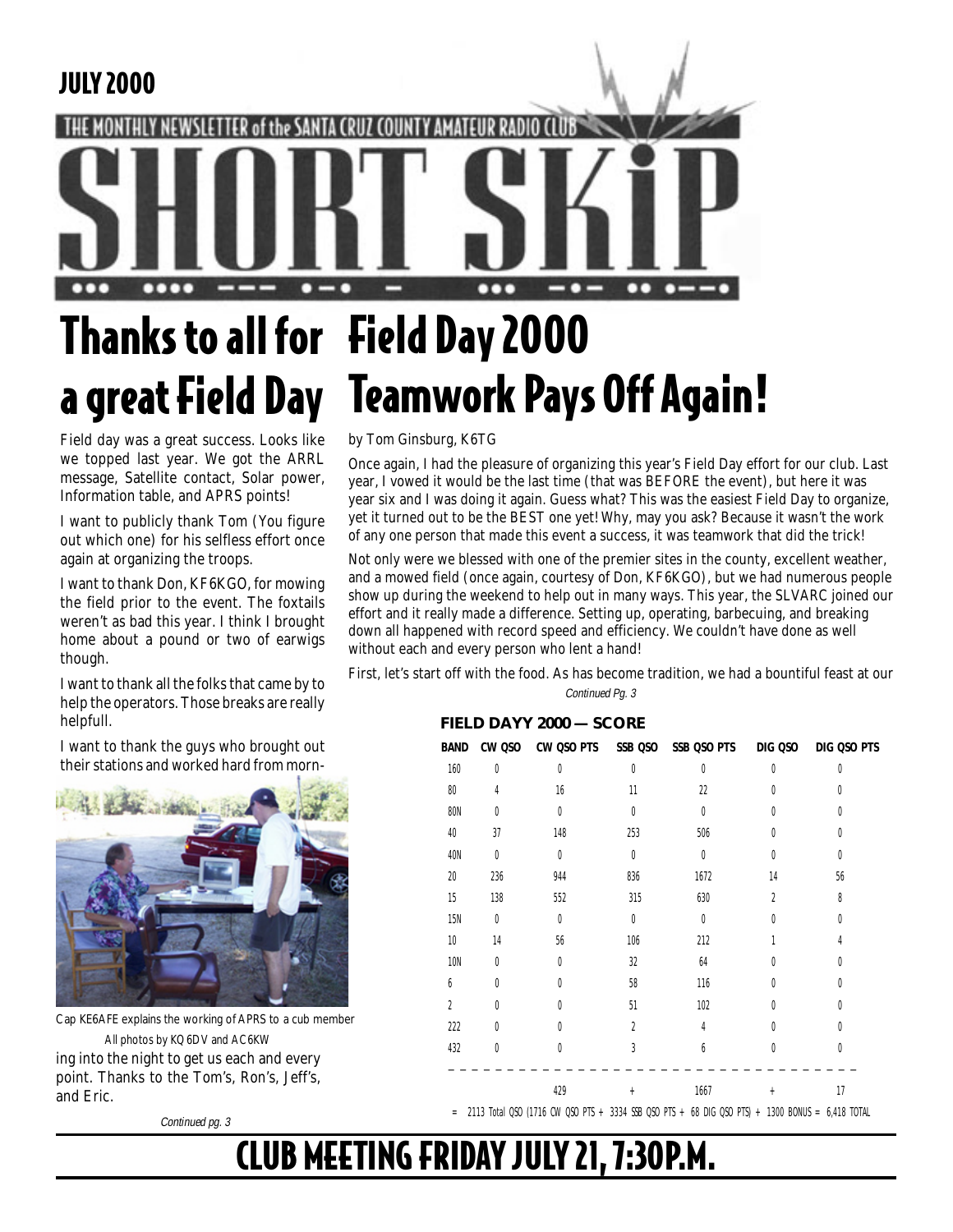JULY 2000

THE MONTHLY NEWSLETTER of the SANTA CRUZ COUNTY AMATEUR RADIO CLUB

# SHORT SKiP

# Thanks to all for a great Field Day

Field day was a great success. Looks like we topped last year. We got the ARRL message, Satellite contact, Solar power, Information table, and APRS points!

I want to publicly thank Tom (You figure out which one) for his selfless effort once again at organizing the troops.

I want to thank Don, KF6KGO, for mowing the field prior to the event. The foxtails weren't as bad this year. I think I brought home about a pound or two of earwigs though.

I want to thank all the folks that came by to help the operators. Those breaks are really helpfull.

I want to thank the guys who brought out their stations and worked hard from morning into the night to get us each and every point. Thanks to the Tom's, Ron's, Jeff's, and Eric.

Cap KE6AFE explains the working of APRS to a cub member

All photos by KQ6DV and AC6KW

*Continued pg. 3*

# Field Day 2000 Teamwork Pays Off Again!

by Tom Ginsburg, K6TG

Once again, I had the pleasure of organizing this year's Field Day effort for our club. Last year, I vowed it would be the last time (that was BEFORE the event), but here it was year six and I was doing it again. Guess what? This was the easiest Field Day to organize, yet it turned out to be the BEST one yet! Why, may you ask? Because it wasn't the work of any one person that made this event a success, it was teamwork that did the trick!

Not only were we blessed with one of the premier sites in the county, excellent weather, and a mowed field (once again, courtesy of Don, KF6KGO), but we had numerous people show up during the weekend to help out in many ways. This year, the SLVARC joined our effort and it really made a difference. Setting up, operating, barbecuing, and breaking down all happened with record speed and efficiency. We couldn't have done as well without each and every person who lent a hand!

First, let's start off with the food. As has become tradition, we had a bountiful feast at our

*Continued Pg. 3*

**FIELD DAYY 2000 — SCORE**

| BAND | CW QSO | CW QSO PTS | SSB QSO | SSB QSO PTS | DIG QSO | DIG QSO PTS |
|---|---|---|---|---|---|---|
| 160 | 0 | 0 | 0 | 0 | 0 | 0 |
| 80 | 4 | 16 | 11 | 22 | 0 | 0 |
| 80N | 0 | 0 | 0 | 0 | 0 | 0 |
| 40 | 37 | 148 | 253 | 506 | 0 | 0 |
| 40N | 0 | 0 | 0 | 0 | 0 | 0 |
| 20 | 236 | 944 | 836 | 1672 | 14 | 56 |
| 15 | 138 | 552 | 315 | 630 | 2 | 8 |
| 15N | 0 | 0 | 0 | 0 | 0 | 0 |
| 10 | 14 | 56 | 106 | 212 | 1 | 4 |
| 10N | 0 | 0 | 32 | 64 | 0 | 0 |
| 6 | 0 | 0 | 58 | 116 | 0 | 0 |
| 2 | 0 | 0 | 51 | 102 | 0 | 0 |
| 222 | 0 | 0 | 2 | 4 | 0 | 0 |
| 432 | 0 | 0 | 3 | 6 | 0 | 0 |
| | | 429 | + | 1667 | + | 17 |

= 2113 Total QSO (1716 CW QSO PTS + 3334 SSB QSO PTS + 68 DIG QSO PTS) + 1300 BONUS = 6,418 TOTAL

# CLUB MEETING FRIDAY JULY 21, 7:30P.M.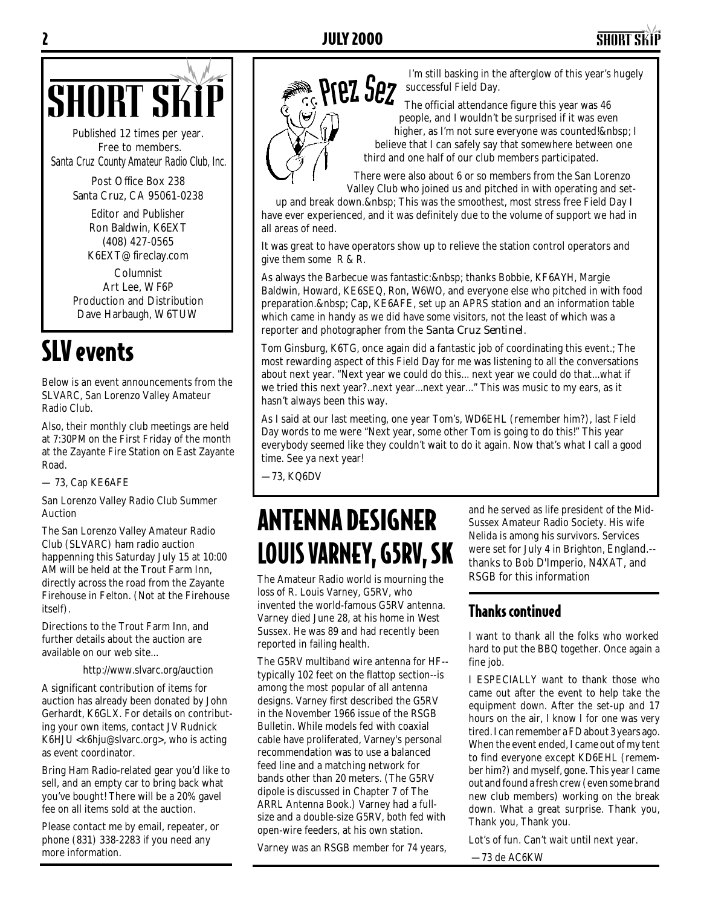# SHORT SKIP

Published 12 times per year.
Free to members.
*Santa Cruz County Amateur Radio Club, Inc.*

Post Office Box 238
Santa Cruz, CA 95061-0238

Editor and Publisher
Ron Baldwin, K6EXT
(408) 427-0565
K6EXT@fireclay.com

Columnist
Art Lee, WF6P
Production and Distribution
Dave Harbaugh, W6TUW

# SLV events

Below is an event announcements from the SLVARC, San Lorenzo Valley Amateur Radio Club.

Also, their monthly club meetings are held at 7:30PM on the First Friday of the month at the Zayante Fire Station on East Zayante Road.

— 73, Cap KE6AFE

San Lorenzo Valley Radio Club Summer Auction

The San Lorenzo Valley Amateur Radio Club (SLVARC) ham radio auction happenning this Saturday July 15 at 10:00 AM will be held at the Trout Farm Inn, directly across the road from the Zayante Firehouse in Felton. (Not at the Firehouse itself).

Directions to the Trout Farm Inn, and further details about the auction are available on our web site...

http://www.slvarc.org/auction

A significant contribution of items for auction has already been donated by John Gerhardt, K6GLX. For details on contributing your own items, contact JV Rudnick K6HJU <k6hju@slvarc.org>, who is acting as event coordinator.

Bring Ham Radio-related gear you'd like to sell, and an empty car to bring back what you've bought! There will be a 20% gavel fee on all items sold at the auction.

Please contact me by email, repeater, or phone (831) 338-2283 if you need any more information.

## Prez Sez

I'm still basking in the afterglow of this year's hugely successful Field Day.

The official attendance figure this year was 46 people, and I wouldn't be surprised if it was even higher, as I'm not sure everyone was counted!&nbsp; I believe that I can safely say that somewhere between one third and one half of our club members participated.

There were also about 6 or so members from the San Lorenzo Valley Club who joined us and pitched in with operating and set-up and break down.&nbsp; This was the smoothest, most stress free Field Day I have ever experienced, and it was definitely due to the volume of support we had in all areas of need.

It was great to have operators show up to relieve the station control operators and give them some R & R.

As always the Barbecue was fantastic:&nbsp; thanks Bobbie, KF6AYH, Margie Baldwin, Howard, KE6SEQ, Ron, W6WO, and everyone else who pitched in with food preparation.&nbsp; Cap, KE6AFE, set up an APRS station and an information table which came in handy as we did have some visitors, not the least of which was a reporter and photographer from the *Santa Cruz Sentinel*.

Tom Ginsburg, K6TG, once again did a fantastic job of coordinating this event.; The most rewarding aspect of this Field Day for me was listening to all the conversations about next year. "Next year we could do this... next year we could do that...what if we tried this next year?..next year...next year..." This was music to my ears, as it hasn't always been this way.

As I said at our last meeting, one year Tom's, WD6EHL (remember him?), last Field Day words to me were "Next year, some other Tom is going to do this!" This year everybody seemed like they couldn't wait to do it again. Now that's what I call a good time. See ya next year!

—73, KQ6DV

# ANTENNA DESIGNER LOUIS VARNEY, G5RV, SK

The Amateur Radio world is mourning the loss of R. Louis Varney, G5RV, who invented the world-famous G5RV antenna. Varney died June 28, at his home in West Sussex. He was 89 and had recently been reported in failing health.

The G5RV multiband wire antenna for HF--typically 102 feet on the flattop section--is among the most popular of all antenna designs. Varney first described the G5RV in the November 1966 issue of the RSGB Bulletin. While models fed with coaxial cable have proliferated, Varney's personal recommendation was to use a balanced feed line and a matching network for bands other than 20 meters. (The G5RV dipole is discussed in Chapter 7 of The ARRL Antenna Book.) Varney had a full-size and a double-size G5RV, both fed with open-wire feeders, at his own station.

Varney was an RSGB member for 74 years, and he served as life president of the Mid-Sussex Amateur Radio Society. His wife Nelida is among his survivors. Services were set for July 4 in Brighton, England.--thanks to Bob D'Imperio, N4XAT, and RSGB for this information

## Thanks continued

I want to thank all the folks who worked hard to put the BBQ together. Once again a fine job.

I ESPECIALLY want to thank those who came out after the event to help take the equipment down. After the set-up and 17 hours on the air, I know I for one was very tired. I can remember a FD about 3 years ago. When the event ended, I came out of my tent to find everyone except KD6EHL (remember him?) and myself, gone. This year I came out and found a fresh crew (even some brand new club members) working on the break down. What a great surprise. Thank you, Thank you, Thank you.

Lot's of fun. Can't wait until next year.

—73 de AC6KW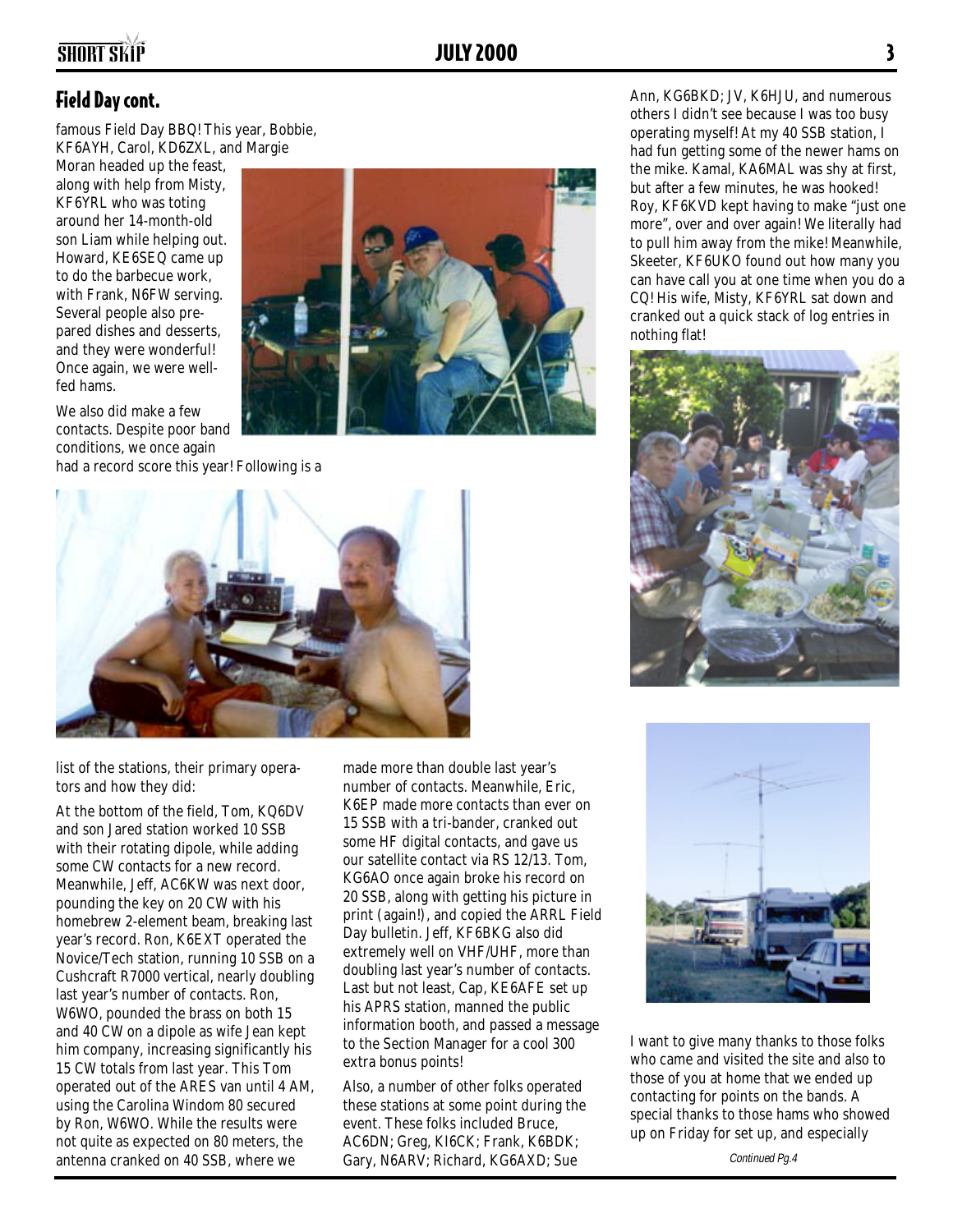## Field Day cont.

famous Field Day BBQ! This year, Bobbie, KF6AYH, Carol, KD6ZXL, and Margie Moran headed up the feast, along with help from Misty, KF6YRL who was toting around her 14-month-old son Liam while helping out. Howard, KE6SEQ came up to do the barbecue work, with Frank, N6FW serving. Several people also prepared dishes and desserts, and they were wonderful! Once again, we were well-fed hams.

We also did make a few contacts. Despite poor band conditions, we once again had a record score this year! Following is a list of the stations, their primary operators and how they did:

At the bottom of the field, Tom, KQ6DV and son Jared station worked 10 SSB with their rotating dipole, while adding some CW contacts for a new record. Meanwhile, Jeff, AC6KW was next door, pounding the key on 20 CW with his homebrew 2-element beam, breaking last year's record. Ron, K6EXT operated the Novice/Tech station, running 10 SSB on a Cushcraft R7000 vertical, nearly doubling last year's number of contacts. Ron, W6WO, pounded the brass on both 15 and 40 CW on a dipole as wife Jean kept him company, increasing significantly his 15 CW totals from last year. This Tom operated out of the ARES van until 4 AM, using the Carolina Windom 80 secured by Ron, W6WO. While the results were not quite as expected on 80 meters, the antenna cranked on 40 SSB, where we made more than double last year's number of contacts. Meanwhile, Eric, K6EP made more contacts than ever on 15 SSB with a tri-bander, cranked out some HF digital contacts, and gave us our satellite contact via RS 12/13. Tom, KG6AO once again broke his record on 20 SSB, along with getting his picture in print (again!), and copied the ARRL Field Day bulletin. Jeff, KF6BKG also did extremely well on VHF/UHF, more than doubling last year's number of contacts. Last but not least, Cap, KE6AFE set up his APRS station, manned the public information booth, and passed a message to the Section Manager for a cool 300 extra bonus points!

Also, a number of other folks operated these stations at some point during the event. These folks included Bruce, AC6DN; Greg, KI6CK; Frank, K6BDK; Gary, N6ARV; Richard, KG6AXD; Sue Ann, KG6BKD; JV, K6HJU, and numerous others I didn't see because I was too busy operating myself! At my 40 SSB station, I had fun getting some of the newer hams on the mike. Kamal, KA6MAL was shy at first, but after a few minutes, he was hooked! Roy, KF6KVD kept having to make "just one more", over and over again! We literally had to pull him away from the mike! Meanwhile, Skeeter, KF6UKO found out how many you can have call you at one time when you do a CQ! His wife, Misty, KF6YRL sat down and cranked out a quick stack of log entries in nothing flat!

I want to give many thanks to those folks who came and visited the site and also to those of you at home that we ended up contacting for points on the bands. A special thanks to those hams who showed up on Friday for set up, and especially

*Continued Pg.4*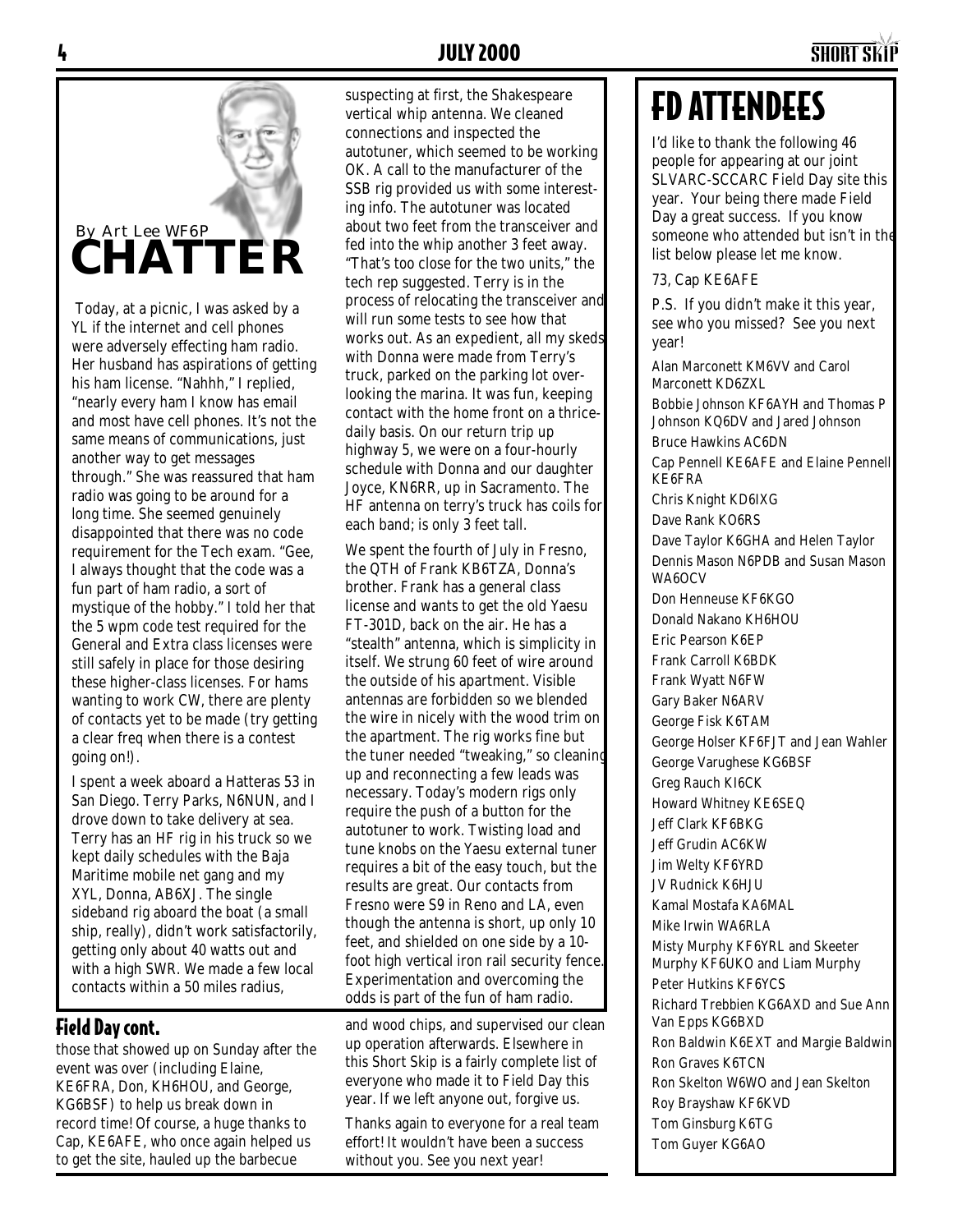## CHATTER

By Art Lee WF6P

Today, at a picnic, I was asked by a YL if the internet and cell phones were adversely effecting ham radio. Her husband has aspirations of getting his ham license. "Nahhh," I replied, "nearly every ham I know has email and most have cell phones. It's not the same means of communications, just another way to get messages through." She was reassured that ham radio was going to be around for a long time. She seemed genuinely disappointed that there was no code requirement for the Tech exam. "Gee, I always thought that the code was a fun part of ham radio, a sort of mystique of the hobby." I told her that the 5 wpm code test required for the General and Extra class licenses were still safely in place for those desiring these higher-class licenses. For hams wanting to work CW, there are plenty of contacts yet to be made (try getting a clear freq when there is a contest going on!).

I spent a week aboard a Hatteras 53 in San Diego. Terry Parks, N6NUN, and I drove down to take delivery at sea. Terry has an HF rig in his truck so we kept daily schedules with the Baja Maritime mobile net gang and my XYL, Donna, AB6XJ. The single sideband rig aboard the boat (a small ship, really), didn't work satisfactorily, getting only about 40 watts out and with a high SWR. We made a few local contacts within a 50 miles radius, suspecting at first, the Shakespeare vertical whip antenna. We cleaned connections and inspected the autotuner, which seemed to be working OK. A call to the manufacturer of the SSB rig provided us with some interesting info. The autotuner was located about two feet from the transceiver and fed into the whip another 3 feet away. "That's too close for the two units," the tech rep suggested. Terry is in the process of relocating the transceiver and will run some tests to see how that works out. As an expedient, all my skeds with Donna were made from Terry's truck, parked on the parking lot overlooking the marina. It was fun, keeping contact with the home front on a thrice-daily basis. On our return trip up highway 5, we were on a four-hourly schedule with Donna and our daughter Joyce, KN6RR, up in Sacramento. The HF antenna on terry's truck has coils for each band; is only 3 feet tall.

We spent the fourth of July in Fresno, the QTH of Frank KB6TZA, Donna's brother. Frank has a general class license and wants to get the old Yaesu FT-301D, back on the air. He has a "stealth" antenna, which is simplicity in itself. We strung 60 feet of wire around the outside of his apartment. Visible antennas are forbidden so we blended the wire in nicely with the wood trim on the apartment. The rig works fine but the tuner needed "tweaking," so cleaning up and reconnecting a few leads was necessary. Today's modern rigs only require the push of a button for the autotuner to work. Twisting load and tune knobs on the Yaesu external tuner requires a bit of the easy touch, but the results are great. Our contacts from Fresno were S9 in Reno and LA, even though the antenna is short, up only 10 feet, and shielded on one side by a 10-foot high vertical iron rail security fence. Experimentation and overcoming the odds is part of the fun of ham radio.

## Field Day cont.

those that showed up on Sunday after the event was over (including Elaine, KE6FRA, Don, KH6HOU, and George, KG6BSF) to help us break down in record time! Of course, a huge thanks to Cap, KE6AFE, who once again helped us to get the site, hauled up the barbecue and wood chips, and supervised our clean up operation afterwards. Elsewhere in this Short Skip is a fairly complete list of everyone who made it to Field Day this year. If we left anyone out, forgive us.

Thanks again to everyone for a real team effort! It wouldn't have been a success without you. See you next year!

# FD ATTENDEES

I'd like to thank the following 46 people for appearing at our joint SLVARC-SCCARC Field Day site this year. Your being there made Field Day a great success. If you know someone who attended but isn't in the list below please let me know.

73, Cap KE6AFE

P.S. If you didn't make it this year, see who you missed? See you next year!

Alan Marconett KM6VV and Carol Marconett KD6ZXL
Bobbie Johnson KF6AYH and Thomas P Johnson KQ6DV and Jared Johnson
Bruce Hawkins AC6DN
Cap Pennell KE6AFE and Elaine Pennell KE6FRA
Chris Knight KD6IXG
Dave Rank KO6RS
Dave Taylor K6GHA and Helen Taylor
Dennis Mason N6PDB and Susan Mason WA6OCV
Don Henneuse KF6KGO
Donald Nakano KH6HOU
Eric Pearson K6EP
Frank Carroll K6BDK
Frank Wyatt N6FW
Gary Baker N6ARV
George Fisk K6TAM
George Holser KF6FJT and Jean Wahler
George Varughese KG6BSF
Greg Rauch KI6CK
Howard Whitney KE6SEQ
Jeff Clark KF6BKG
Jeff Grudin AC6KW
Jim Welty KF6YRD
JV Rudnick K6HJU
Kamal Mostafa KA6MAL
Mike Irwin WA6RLA
Misty Murphy KF6YRL and Skeeter Murphy KF6UKO and Liam Murphy
Peter Hutkins KF6YCS
Richard Trebbien KG6AXD and Sue Ann Van Epps KG6BXD
Ron Baldwin K6EXT and Margie Baldwin
Ron Graves K6TCN
Ron Skelton W6WO and Jean Skelton
Roy Brayshaw KF6KVD
Tom Ginsburg K6TG
Tom Guyer KG6AO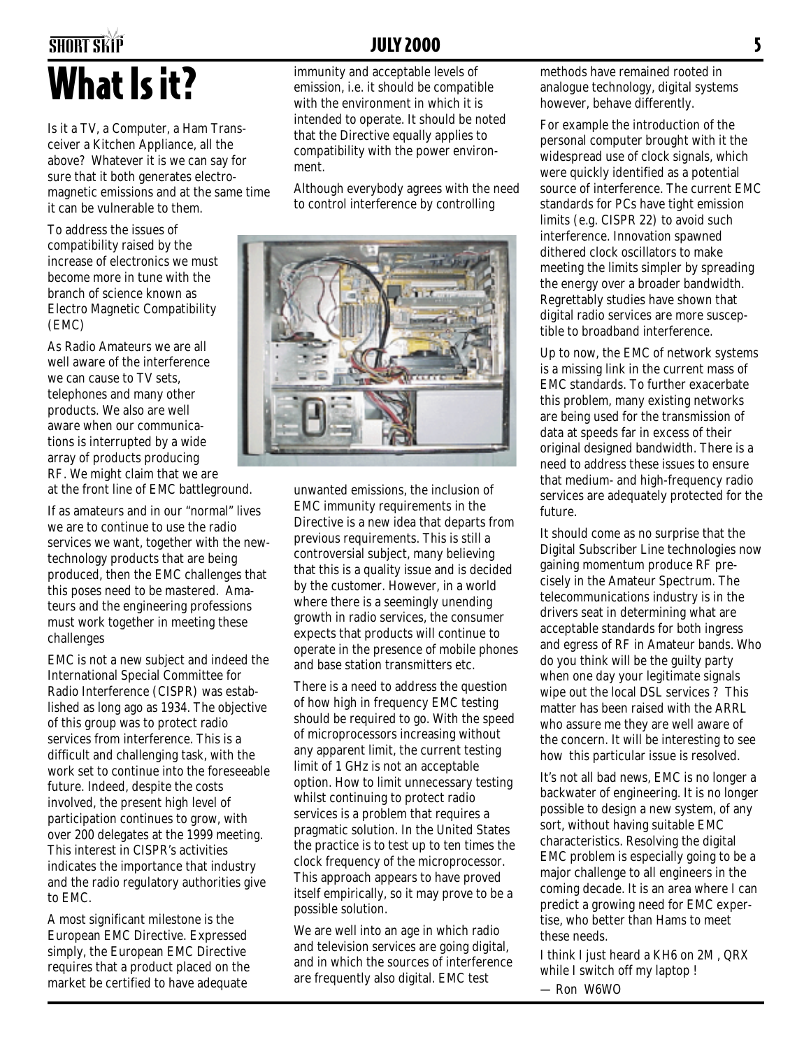# What Is it?

Is it a TV, a Computer, a Ham Transceiver a Kitchen Appliance, all the above? Whatever it is we can say for sure that it both generates electromagnetic emissions and at the same time it can be vulnerable to them.

To address the issues of compatibility raised by the increase of electronics we must become more in tune with the branch of science known as Electro Magnetic Compatibility (EMC)

As Radio Amateurs we are all well aware of the interference we can cause to TV sets, telephones and many other products. We also are well aware when our communications is interrupted by a wide array of products producing RF. We might claim that we are at the front line of EMC battleground.

If as amateurs and in our "normal" lives we are to continue to use the radio services we want, together with the new-technology products that are being produced, then the EMC challenges that this poses need to be mastered. Amateurs and the engineering professions must work together in meeting these challenges

EMC is not a new subject and indeed the International Special Committee for Radio Interference (CISPR) was established as long ago as 1934. The objective of this group was to protect radio services from interference. This is a difficult and challenging task, with the work set to continue into the foreseeable future. Indeed, despite the costs involved, the present high level of participation continues to grow, with over 200 delegates at the 1999 meeting. This interest in CISPR's activities indicates the importance that industry and the radio regulatory authorities give to EMC.

A most significant milestone is the European EMC Directive. Expressed simply, the European EMC Directive requires that a product placed on the market be certified to have adequate immunity and acceptable levels of emission, i.e. it should be compatible with the environment in which it is intended to operate. It should be noted that the Directive equally applies to compatibility with the power environment.

Although everybody agrees with the need to control interference by controlling unwanted emissions, the inclusion of EMC immunity requirements in the Directive is a new idea that departs from previous requirements. This is still a controversial subject, many believing that this is a quality issue and is decided by the customer. However, in a world where there is a seemingly unending growth in radio services, the consumer expects that products will continue to operate in the presence of mobile phones and base station transmitters etc.

There is a need to address the question of how high in frequency EMC testing should be required to go. With the speed of microprocessors increasing without any apparent limit, the current testing limit of 1 GHz is not an acceptable option. How to limit unnecessary testing whilst continuing to protect radio services is a problem that requires a pragmatic solution. In the United States the practice is to test up to ten times the clock frequency of the microprocessor. This approach appears to have proved itself empirically, so it may prove to be a possible solution.

We are well into an age in which radio and television services are going digital, and in which the sources of interference are frequently also digital. EMC test methods have remained rooted in analogue technology, digital systems however, behave differently.

For example the introduction of the personal computer brought with it the widespread use of clock signals, which were quickly identified as a potential source of interference. The current EMC standards for PCs have tight emission limits (e.g. CISPR 22) to avoid such interference. Innovation spawned dithered clock oscillators to make meeting the limits simpler by spreading the energy over a broader bandwidth. Regrettably studies have shown that digital radio services are more susceptible to broadband interference.

Up to now, the EMC of network systems is a missing link in the current mass of EMC standards. To further exacerbate this problem, many existing networks are being used for the transmission of data at speeds far in excess of their original designed bandwidth. There is a need to address these issues to ensure that medium- and high-frequency radio services are adequately protected for the future.

It should come as no surprise that the Digital Subscriber Line technologies now gaining momentum produce RF precisely in the Amateur Spectrum. The telecommunications industry is in the drivers seat in determining what are acceptable standards for both ingress and egress of RF in Amateur bands. Who do you think will be the guilty party when one day your legitimate signals wipe out the local DSL services ? This matter has been raised with the ARRL who assure me they are well aware of the concern. It will be interesting to see how this particular issue is resolved.

It's not all bad news, EMC is no longer a backwater of engineering. It is no longer possible to design a new system, of any sort, without having suitable EMC characteristics. Resolving the digital EMC problem is especially going to be a major challenge to all engineers in the coming decade. It is an area where I can predict a growing need for EMC expertise, who better than Hams to meet these needs.

I think I just heard a KH6 on 2M , QRX while I switch off my laptop !

— Ron W6WO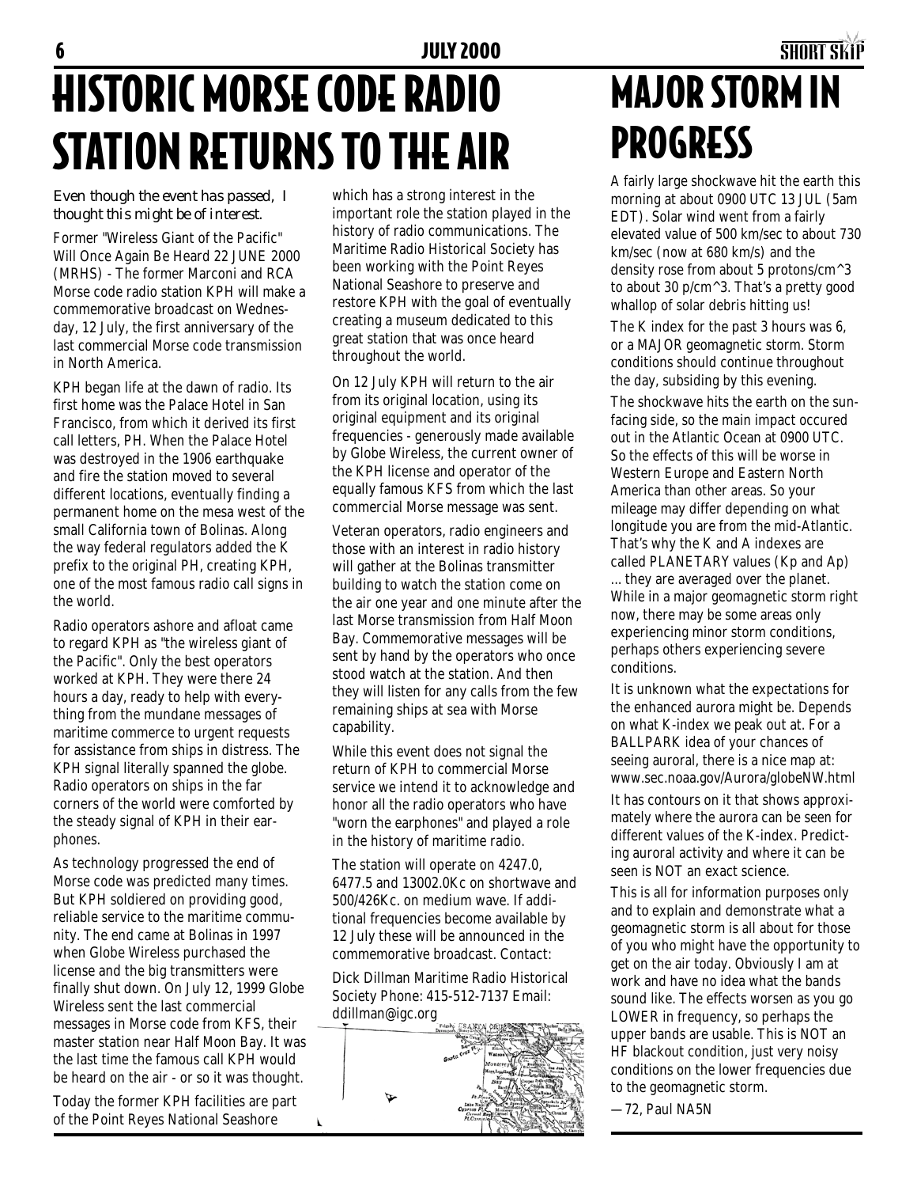# HISTORIC MORSE CODE RADIO STATION RETURNS TO THE AIR

*Even though the event has passed, I thought this might be of interest.*

Former "Wireless Giant of the Pacific" Will Once Again Be Heard 22 JUNE 2000 (MRHS) - The former Marconi and RCA Morse code radio station KPH will make a commemorative broadcast on Wednesday, 12 July, the first anniversary of the last commercial Morse code transmission in North America.

KPH began life at the dawn of radio. Its first home was the Palace Hotel in San Francisco, from which it derived its first call letters, PH. When the Palace Hotel was destroyed in the 1906 earthquake and fire the station moved to several different locations, eventually finding a permanent home on the mesa west of the small California town of Bolinas. Along the way federal regulators added the K prefix to the original PH, creating KPH, one of the most famous radio call signs in the world.

Radio operators ashore and afloat came to regard KPH as "the wireless giant of the Pacific". Only the best operators worked at KPH. They were there 24 hours a day, ready to help with everything from the mundane messages of maritime commerce to urgent requests for assistance from ships in distress. The KPH signal literally spanned the globe. Radio operators on ships in the far corners of the world were comforted by the steady signal of KPH in their earphones.

As technology progressed the end of Morse code was predicted many times. But KPH soldiered on providing good, reliable service to the maritime community. The end came at Bolinas in 1997 when Globe Wireless purchased the license and the big transmitters were finally shut down. On July 12, 1999 Globe Wireless sent the last commercial messages in Morse code from KFS, their master station near Half Moon Bay. It was the last time the famous call KPH would be heard on the air - or so it was thought.

Today the former KPH facilities are part of the Point Reyes National Seashore which has a strong interest in the important role the station played in the history of radio communications. The Maritime Radio Historical Society has been working with the Point Reyes National Seashore to preserve and restore KPH with the goal of eventually creating a museum dedicated to this great station that was once heard throughout the world.

On 12 July KPH will return to the air from its original location, using its original equipment and its original frequencies - generously made available by Globe Wireless, the current owner of the KPH license and operator of the equally famous KFS from which the last commercial Morse message was sent.

Veteran operators, radio engineers and those with an interest in radio history will gather at the Bolinas transmitter building to watch the station come on the air one year and one minute after the last Morse transmission from Half Moon Bay. Commemorative messages will be sent by hand by the operators who once stood watch at the station. And then they will listen for any calls from the few remaining ships at sea with Morse capability.

While this event does not signal the return of KPH to commercial Morse service we intend it to acknowledge and honor all the radio operators who have "worn the earphones" and played a role in the history of maritime radio.

The station will operate on 4247.0, 6477.5 and 13002.0Kc on shortwave and 500/426Kc. on medium wave. If additional frequencies become available by 12 July these will be announced in the commemorative broadcast. Contact:

Dick Dillman Maritime Radio Historical Society Phone: 415-512-7137 Email: ddillman@igc.org

# MAJOR STORM IN PROGRESS

A fairly large shockwave hit the earth this morning at about 0900 UTC 13 JUL (5am EDT). Solar wind went from a fairly elevated value of 500 km/sec to about 730 km/sec (now at 680 km/s) and the density rose from about 5 protons/cm^3 to about 30 p/cm^3. That's a pretty good whallop of solar debris hitting us!

The K index for the past 3 hours was 6, or a MAJOR geomagnetic storm. Storm conditions should continue throughout the day, subsiding by this evening.

The shockwave hits the earth on the sun-facing side, so the main impact occured out in the Atlantic Ocean at 0900 UTC. So the effects of this will be worse in Western Europe and Eastern North America than other areas. So your mileage may differ depending on what longitude you are from the mid-Atlantic. That's why the K and A indexes are called PLANETARY values (Kp and Ap) ... they are averaged over the planet. While in a major geomagnetic storm right now, there may be some areas only experiencing minor storm conditions, perhaps others experiencing severe conditions.

It is unknown what the expectations for the enhanced aurora might be. Depends on what K-index we peak out at. For a BALLPARK idea of your chances of seeing auroral, there is a nice map at: www.sec.noaa.gov/Aurora/globeNW.html

It has contours on it that shows approximately where the aurora can be seen for different values of the K-index. Predicting auroral activity and where it can be seen is NOT an exact science.

This is all for information purposes only and to explain and demonstrate what a geomagnetic storm is all about for those of you who might have the opportunity to get on the air today. Obviously I am at work and have no idea what the bands sound like. The effects worsen as you go LOWER in frequency, so perhaps the upper bands are usable. This is NOT an HF blackout condition, just very noisy conditions on the lower frequencies due to the geomagnetic storm.

—72, Paul NA5N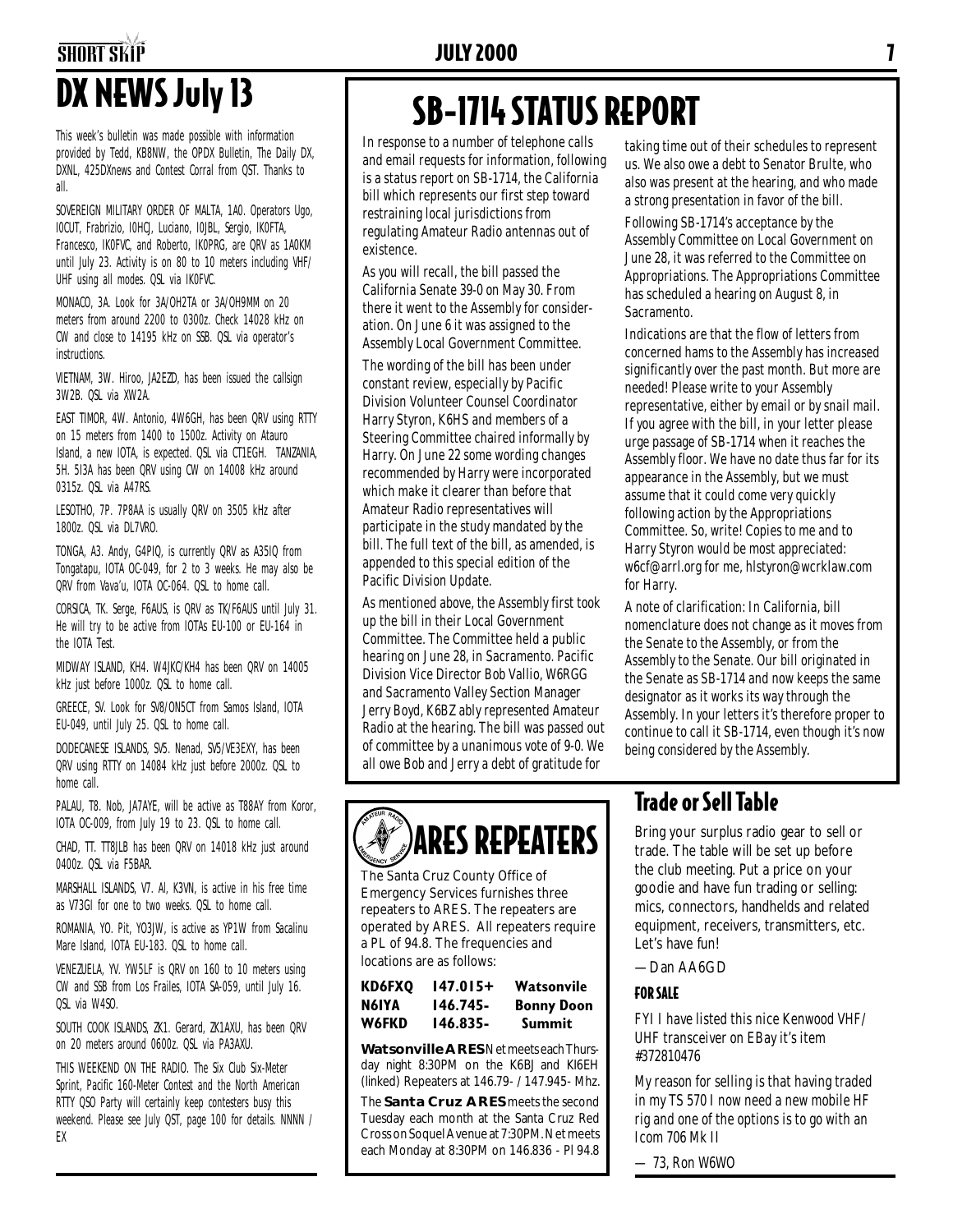# DX NEWS July 13

This week's bulletin was made possible with information provided by Tedd, KB8NW, the OPDX Bulletin, The Daily DX, DXNL, 425DXnews and Contest Corral from QST. Thanks to all.

SOVEREIGN MILITARY ORDER OF MALTA, 1A0. Operators Ugo, I0CUT, Frabrizio, I0HCJ, Luciano, I0JBL, Sergio, IK0FTA, Francesco, IK0FVC, and Roberto, IK0PRG, are QRV as 1A0KM until July 23. Activity is on 80 to 10 meters including VHF/UHF using all modes. QSL via IK0FVC.

MONACO, 3A. Look for 3A/OH2TA or 3A/OH9MM on 20 meters from around 2200 to 0300z. Check 14028 kHz on CW and close to 14195 kHz on SSB. QSL via operator's instructions.

VIETNAM, 3W. Hiroo, JA2EZD, has been issued the callsign 3W2B. QSL via XW2A.

EAST TIMOR, 4W. Antonio, 4W6GH, has been QRV using RTTY on 15 meters from 1400 to 1500z. Activity on Atauro Island, a new IOTA, is expected. QSL via CT1EGH. TANZANIA, 5H. 5I3A has been QRV using CW on 14008 kHz around 0315z. QSL via A47RS.

LESOTHO, 7P. 7P8AA is usually QRV on 3505 kHz after 1800z. QSL via DL7VRO.

TONGA, A3. Andy, G4PIQ, is currently QRV as A35IQ from Tongatapu, IOTA OC-049, for 2 to 3 weeks. He may also be QRV from Vava'u, IOTA OC-064. QSL to home call.

CORSICA, TK. Serge, F6AUS, is QRV as TK/F6AUS until July 31. He will try to be active from IOTAs EU-100 or EU-164 in the IOTA Test.

MIDWAY ISLAND, KH4. W4JKC/KH4 has been QRV on 14005 kHz just before 1000z. QSL to home call.

GREECE, SV. Look for SV8/ON5CT from Samos Island, IOTA EU-049, until July 25. QSL to home call.

DODECANESE ISLANDS, SV5. Nenad, SV5/VE3EXY, has been QRV using RTTY on 14084 kHz just before 2000z. QSL to home call.

PALAU, T8. Nob, JA7AYE, will be active as T88AY from Koror, IOTA OC-009, from July 19 to 23. QSL to home call.

CHAD, TT. TT8JLB has been QRV on 14018 kHz just around 0400z. QSL via F5BAR.

MARSHALL ISLANDS, V7. Al, K3VN, is active in his free time as V73GI for one to two weeks. QSL to home call.

ROMANIA, YO. Pit, YO3JW, is active as YP1W from Sacalinu Mare Island, IOTA EU-183. QSL to home call.

VENEZUELA, YV. YW5LF is QRV on 160 to 10 meters using CW and SSB from Los Frailes, IOTA SA-059, until July 16. QSL via W4SO.

SOUTH COOK ISLANDS, ZK1. Gerard, ZK1AXU, has been QRV on 20 meters around 0600z. QSL via PA3AXU.

THIS WEEKEND ON THE RADIO. The Six Club Six-Meter Sprint, Pacific 160-Meter Contest and the North American RTTY QSO Party will certainly keep contesters busy this weekend. Please see July QST, page 100 for details. NNNN / EX

# SB-1714 STATUS REPORT

In response to a number of telephone calls and email requests for information, following is a status report on SB-1714, the California bill which represents our first step toward restraining local jurisdictions from regulating Amateur Radio antennas out of existence.

As you will recall, the bill passed the California Senate 39-0 on May 30. From there it went to the Assembly for consideration. On June 6 it was assigned to the Assembly Local Government Committee.

The wording of the bill has been under constant review, especially by Pacific Division Volunteer Counsel Coordinator Harry Styron, K6HS and members of a Steering Committee chaired informally by Harry. On June 22 some wording changes recommended by Harry were incorporated which make it clearer than before that Amateur Radio representatives will participate in the study mandated by the bill. The full text of the bill, as amended, is appended to this special edition of the Pacific Division Update.

As mentioned above, the Assembly first took up the bill in their Local Government Committee. The Committee held a public hearing on June 28, in Sacramento. Pacific Division Vice Director Bob Vallio, W6RGG and Sacramento Valley Section Manager Jerry Boyd, K6BZ ably represented Amateur Radio at the hearing. The bill was passed out of committee by a unanimous vote of 9-0. We all owe Bob and Jerry a debt of gratitude for taking time out of their schedules to represent us. We also owe a debt to Senator Brulte, who also was present at the hearing, and who made a strong presentation in favor of the bill.

Following SB-1714's acceptance by the Assembly Committee on Local Government on June 28, it was referred to the Committee on Appropriations. The Appropriations Committee has scheduled a hearing on August 8, in Sacramento.

Indications are that the flow of letters from concerned hams to the Assembly has increased significantly over the past month. But more are needed! Please write to your Assembly representative, either by email or by snail mail. If you agree with the bill, in your letter please urge passage of SB-1714 when it reaches the Assembly floor. We have no date thus far for its appearance in the Assembly, but we must assume that it could come very quickly following action by the Appropriations Committee. So, write! Copies to me and to Harry Styron would be most appreciated: w6cf@arrl.org for me, hlstyron@wcrklaw.com for Harry.

A note of clarification: In California, bill nomenclature does not change as it moves from the Senate to the Assembly, or from the Assembly to the Senate. Our bill originated in the Senate as SB-1714 and now keeps the same designator as it works its way through the Assembly. In your letters it's therefore proper to continue to call it SB-1714, even though it's now being considered by the Assembly.

# ARES REPEATERS

The Santa Cruz County Office of Emergency Services furnishes three repeaters to ARES. The repeaters are operated by ARES. All repeaters require a PL of 94.8. The frequencies and locations are as follows:

| | | |
|---|---|---|
| **KD6FXQ** | **147.015+** | **Watsonvile** |
| **N6IYA** | **146.745-** | **Bonny Doon** |
| **W6FKD** | **146.835-** | **Summit** |

**Watsonville ARES** Net meets each Thursday night 8:30PM on the K6BJ and KI6EH (linked) Repeaters at 146.79- / 147.945- Mhz.

The **Santa Cruz ARES** meets the second Tuesday each month at the Santa Cruz Red Cross on Soquel Avenue at 7:30PM. Net meets each Monday at 8:30PM on 146.836 - Pl 94.8

## Trade or Sell Table

Bring your surplus radio gear to sell or trade. The table will be set up before the club meeting. Put a price on your goodie and have fun trading or selling: mics, connectors, handhelds and related equipment, receivers, transmitters, etc. Let's have fun!

—Dan AA6GD

### FOR SALE

FYI I have listed this nice Kenwood VHF/UHF transceiver on EBay it's item #372810476

My reason for selling is that having traded in my TS 570 I now need a new mobile HF rig and one of the options is to go with an Icom 706 Mk II

— 73, Ron W6WO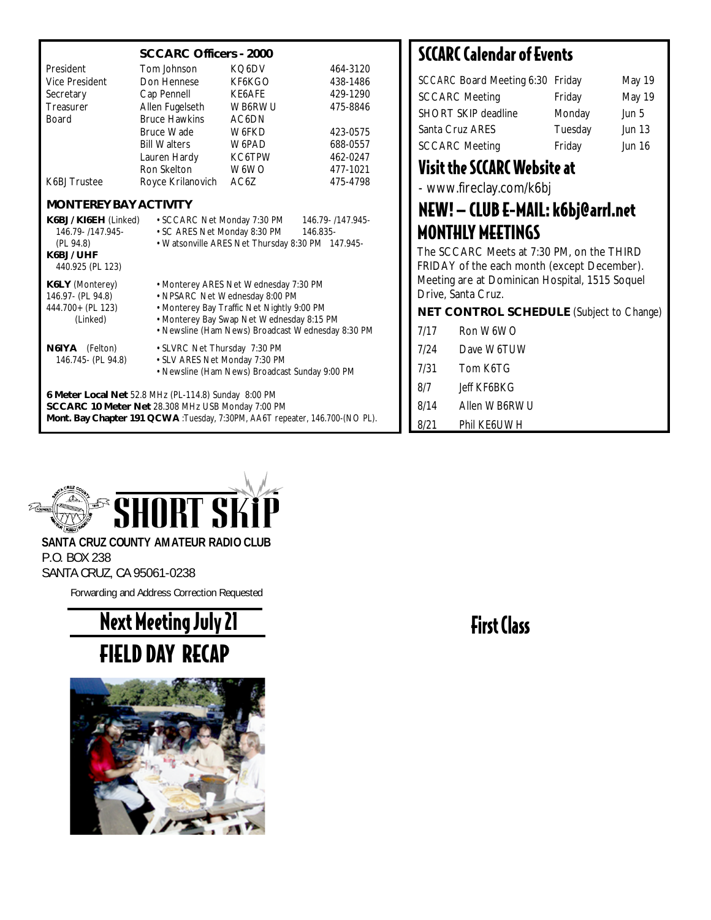## SCCARC Officers - 2000

| | | | |
|---|---|---|---|
| President | Tom Johnson | KQ6DV | 464-3120 |
| Vice President | Don Hennese | KF6KGO | 438-1486 |
| Secretary | Cap Pennell | KE6AFE | 429-1290 |
| Treasurer | Allen Fugelseth | WB6RWU | 475-8846 |
| Board | Bruce Hawkins | AC6DN | |
| | Bruce Wade | W6FKD | 423-0575 |
| | Bill Walters | W6PAD | 688-0557 |
| | Lauren Hardy | KC6TPW | 462-0247 |
| | Ron Skelton | W6WO | 477-1021 |
| K6BJ Trustee | Royce Krilanovich | AC6Z | 475-4798 |

### MONTEREY BAY ACTIVITY

**K6BJ / KI6EH** (Linked) 146.79- /147.945- (PL 94.8)
**K6BJ / UHF** 440.925 (PL 123)

- SCCARC Net Monday 7:30 PM — 146.79- /147.945-
- SC ARES Net Monday 8:30 PM — 146.835-
- Watsonville ARES Net Thursday 8:30 PM — 147.945-

**K6LY** (Monterey) 146.97- (PL 94.8) 444.700+ (PL 123) (Linked)

- Monterey ARES Net Wednesday 7:30 PM
- NPSARC Net Wednesday 8:00 PM
- Monterey Bay Traffic Net Nightly 9:00 PM
- Monterey Bay Swap Net Wednesday 8:15 PM
- Newsline (Ham News) Broadcast Wednesday 8:30 PM

**N6IYA** (Felton) 146.745- (PL 94.8)

- SLVRC Net Thursday 7:30 PM
- SLV ARES Net Monday 7:30 PM
- Newsline (Ham News) Broadcast Sunday 9:00 PM

**6 Meter Local Net** 52.8 MHz (PL-114.8) Sunday 8:00 PM
**SCCARC 10 Meter Net** 28.308 MHz USB Monday 7:00 PM
**Mont. Bay Chapter 191 QCWA** :Tuesday, 7:30PM, AA6T repeater, 146.700-(NO PL).

## SCCARC Calendar of Events

| | | |
|---|---|---|
| SCCARC Board Meeting 6:30 | Friday | May 19 |
| SCCARC Meeting | Friday | May 19 |
| SHORT SKIP deadline | Monday | Jun 5 |
| Santa Cruz ARES | Tuesday | Jun 13 |
| SCCARC Meeting | Friday | Jun 16 |

## Visit the SCCARC Website at

- www.fireclay.com/k6bj

## NEW! – CLUB E-MAIL: k6bj@arrl.net

## MONTHLY MEETINGS

The SCCARC Meets at 7:30 PM, on the THIRD FRIDAY of the each month (except December). Meeting are at Dominican Hospital, 1515 Soquel Drive, Santa Cruz.

**NET CONTROL SCHEDULE** (Subject to Change)

| | |
|---|---|
| 7/17 | Ron W6WO |
| 7/24 | Dave W6TUW |
| 7/31 | Tom K6TG |
| 8/7 | Jeff KF6BKG |
| 8/14 | Allen WB6RWU |
| 8/21 | Phil KE6UWH |

# SHORT SKIP

**SANTA CRUZ COUNTY AMATEUR RADIO CLUB**
P.O. BOX 238
SANTA CRUZ, CA 95061-0238

Forwarding and Address Correction Requested

## Next Meeting July 21

## FIELD DAY RECAP

First Class